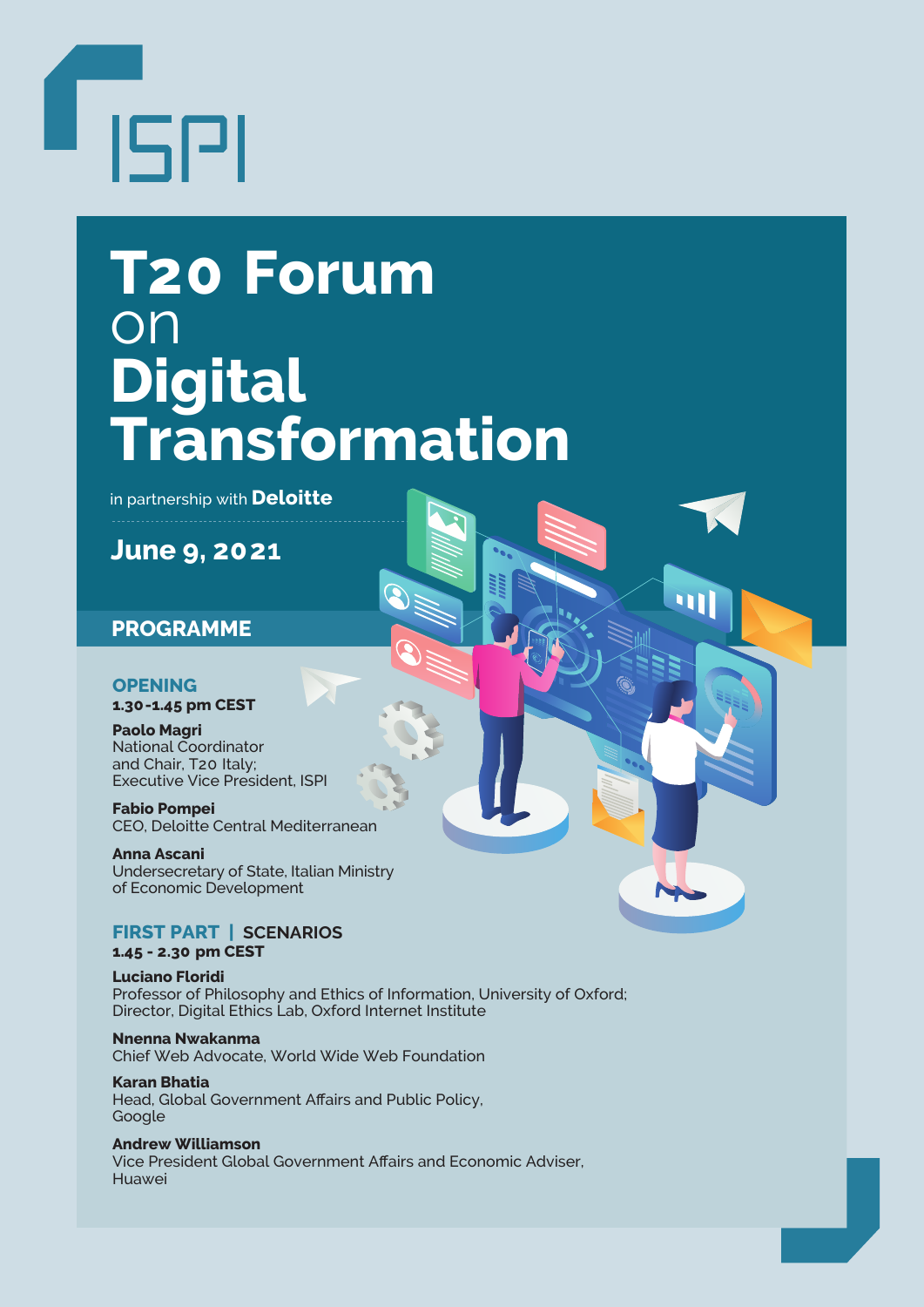ISPI

# T20 Forum on Digital Transformation

in partnership with **Deloitte**

## June 9, 2021

## PROGRAMME

### OPENING
**1.30-1.45 pm CEST**

**Paolo Magri**
National Coordinator and Chair, T20 Italy;
Executive Vice President, ISPI

**Fabio Pompei**
CEO, Deloitte Central Mediterranean

**Anna Ascani**
Undersecretary of State, Italian Ministry of Economic Development

### FIRST PART | SCENARIOS
**1.45 - 2.30 pm CEST**

**Luciano Floridi**
Professor of Philosophy and Ethics of Information, University of Oxford;
Director, Digital Ethics Lab, Oxford Internet Institute

**Nnenna Nwakanma**
Chief Web Advocate, World Wide Web Foundation

**Karan Bhatia**
Head, Global Government Affairs and Public Policy, Google

**Andrew Williamson**
Vice President Global Government Affairs and Economic Adviser, Huawei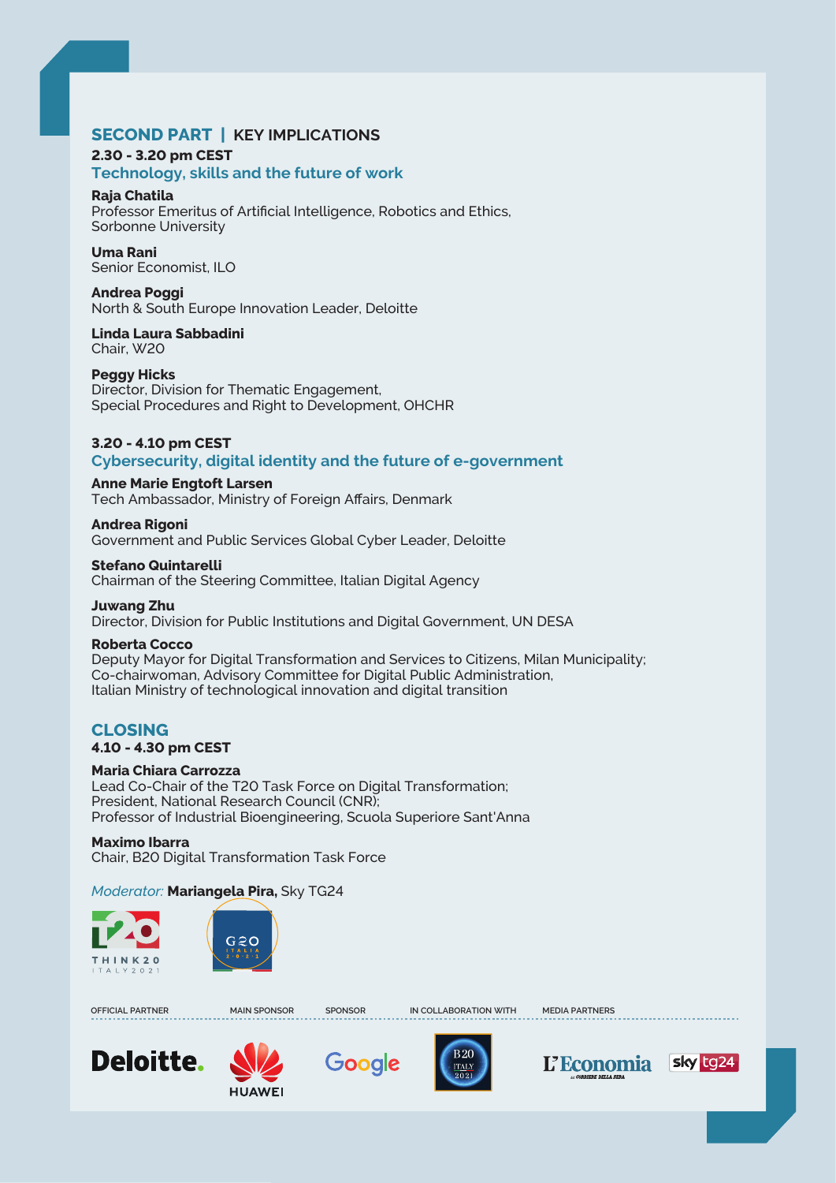## SECOND PART | KEY IMPLICATIONS

**2.30 - 3.20 pm CEST**

### Technology, skills and the future of work

**Raja Chatila**
Professor Emeritus of Artificial Intelligence, Robotics and Ethics, Sorbonne University

**Uma Rani**
Senior Economist, ILO

**Andrea Poggi**
North & South Europe Innovation Leader, Deloitte

**Linda Laura Sabbadini**
Chair, W20

**Peggy Hicks**
Director, Division for Thematic Engagement, Special Procedures and Right to Development, OHCHR

**3.20 - 4.10 pm CEST**

### Cybersecurity, digital identity and the future of e-government

**Anne Marie Engtoft Larsen**
Tech Ambassador, Ministry of Foreign Affairs, Denmark

**Andrea Rigoni**
Government and Public Services Global Cyber Leader, Deloitte

**Stefano Quintarelli**
Chairman of the Steering Committee, Italian Digital Agency

**Juwang Zhu**
Director, Division for Public Institutions and Digital Government, UN DESA

**Roberta Cocco**
Deputy Mayor for Digital Transformation and Services to Citizens, Milan Municipality;
Co-chairwoman, Advisory Committee for Digital Public Administration,
Italian Ministry of technological innovation and digital transition

## CLOSING

**4.10 - 4.30 pm CEST**

**Maria Chiara Carrozza**
Lead Co-Chair of the T20 Task Force on Digital Transformation;
President, National Research Council (CNR);
Professor of Industrial Bioengineering, Scuola Superiore Sant'Anna

**Maximo Ibarra**
Chair, B20 Digital Transformation Task Force

*Moderator:* **Mariangela Pira,** Sky TG24

THINK20 ITALY 2021

G20 ITALIA 2021

OFFICIAL PARTNER: Deloitte.

MAIN SPONSOR: HUAWEI

SPONSOR: Google

IN COLLABORATION WITH: B20 ITALY 2021

MEDIA PARTNERS: L'Economia del Corriere della Sera; sky tg24